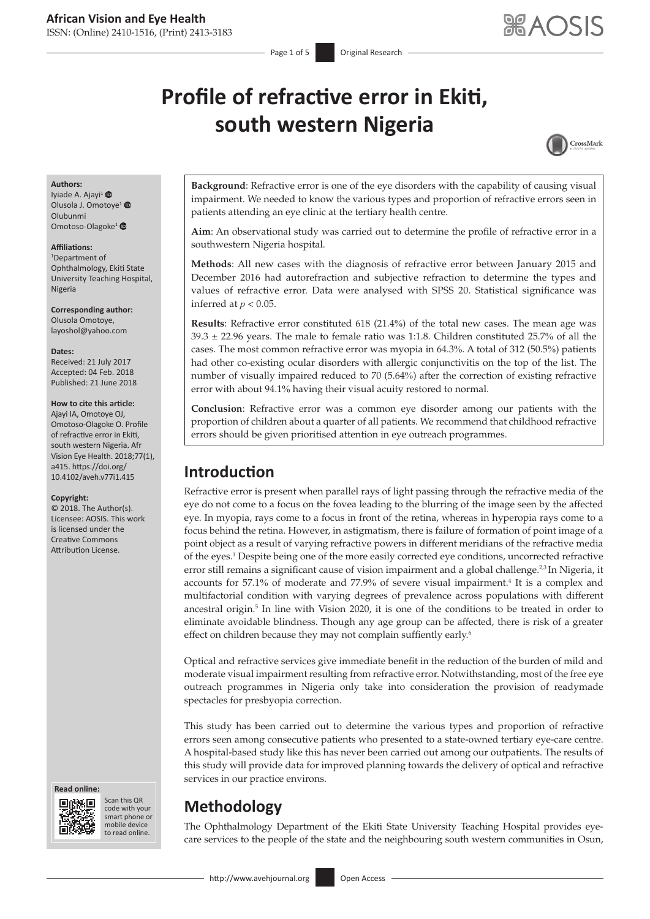# Profile of refractive error in Ekiti, south western Nigeria

**Authors:**
Iyiade A. Ajayi[1]
Olusola J. Omotoye[1]
Olubunmi Omotoso-Olagoke[1]

**Affiliations:**
[1]Department of Ophthalmology, Ekiti State University Teaching Hospital, Nigeria

**Corresponding author:**
Olusola Omotoye,
layoshol@yahoo.com

**Dates:**
Received: 21 July 2017
Accepted: 04 Feb. 2018
Published: 21 June 2018

**How to cite this article:**
Ajayi IA, Omotoye OJ, Omotoso-Olagoke O. Profile of refractive error in Ekiti, south western Nigeria. Afr Vision Eye Health. 2018;77(1), a415. https://doi.org/10.4102/aveh.v77i1.415

**Copyright:**
© 2018. The Author(s). Licensee: AOSIS. This work is licensed under the Creative Commons Attribution License.

**Background**: Refractive error is one of the eye disorders with the capability of causing visual impairment. We needed to know the various types and proportion of refractive errors seen in patients attending an eye clinic at the tertiary health centre.

**Aim**: An observational study was carried out to determine the profile of refractive error in a southwestern Nigeria hospital.

**Methods**: All new cases with the diagnosis of refractive error between January 2015 and December 2016 had autorefraction and subjective refraction to determine the types and values of refractive error. Data were analysed with SPSS 20. Statistical significance was inferred at $p < 0.05$.

**Results**: Refractive error constituted 618 (21.4%) of the total new cases. The mean age was 39.3 ± 22.96 years. The male to female ratio was 1:1.8. Children constituted 25.7% of all the cases. The most common refractive error was myopia in 64.3%. A total of 312 (50.5%) patients had other co-existing ocular disorders with allergic conjunctivitis on the top of the list. The number of visually impaired reduced to 70 (5.64%) after the correction of existing refractive error with about 94.1% having their visual acuity restored to normal.

**Conclusion**: Refractive error was a common eye disorder among our patients with the proportion of children about a quarter of all patients. We recommend that childhood refractive errors should be given prioritised attention in eye outreach programmes.

## Introduction

Refractive error is present when parallel rays of light passing through the refractive media of the eye do not come to a focus on the fovea leading to the blurring of the image seen by the affected eye. In myopia, rays come to a focus in front of the retina, whereas in hyperopia rays come to a focus behind the retina. However, in astigmatism, there is failure of formation of point image of a point object as a result of varying refractive powers in different meridians of the refractive media of the eyes.[1] Despite being one of the more easily corrected eye conditions, uncorrected refractive error still remains a significant cause of vision impairment and a global challenge.[2,3] In Nigeria, it accounts for 57.1% of moderate and 77.9% of severe visual impairment.[4] It is a complex and multifactorial condition with varying degrees of prevalence across populations with different ancestral origin.[5] In line with Vision 2020, it is one of the conditions to be treated in order to eliminate avoidable blindness. Though any age group can be affected, there is risk of a greater effect on children because they may not complain suffiently early.[6]

Optical and refractive services give immediate benefit in the reduction of the burden of mild and moderate visual impairment resulting from refractive error. Notwithstanding, most of the free eye outreach programmes in Nigeria only take into consideration the provision of readymade spectacles for presbyopia correction.

This study has been carried out to determine the various types and proportion of refractive errors seen among consecutive patients who presented to a state-owned tertiary eye-care centre. A hospital-based study like this has never been carried out among our outpatients. The results of this study will provide data for improved planning towards the delivery of optical and refractive services in our practice environs.

## Methodology

The Ophthalmology Department of the Ekiti State University Teaching Hospital provides eye-care services to the people of the state and the neighbouring south western communities in Osun,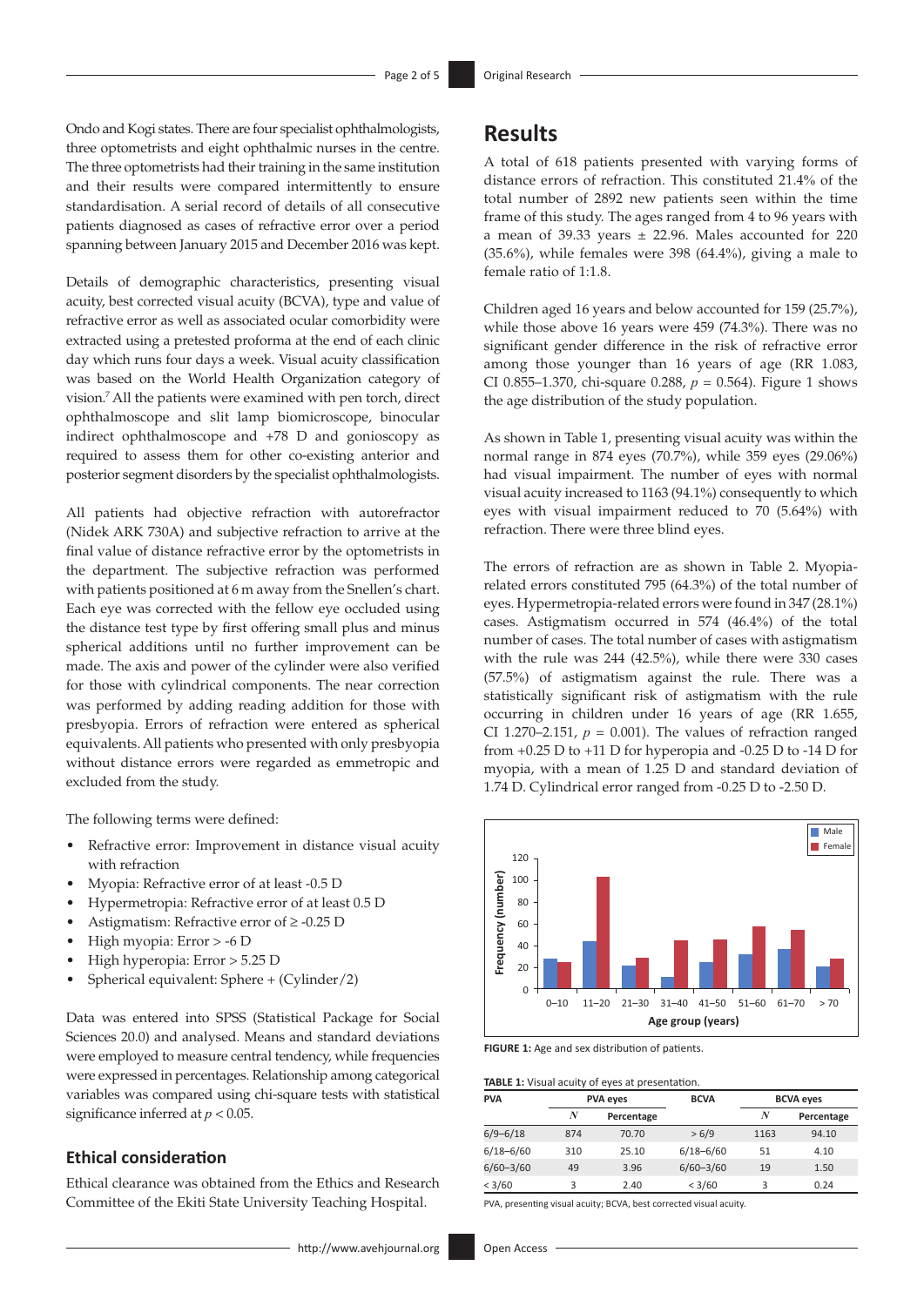Ondo and Kogi states. There are four specialist ophthalmologists, three optometrists and eight ophthalmic nurses in the centre. The three optometrists had their training in the same institution and their results were compared intermittently to ensure standardisation. A serial record of details of all consecutive patients diagnosed as cases of refractive error over a period spanning between January 2015 and December 2016 was kept.

Details of demographic characteristics, presenting visual acuity, best corrected visual acuity (BCVA), type and value of refractive error as well as associated ocular comorbidity were extracted using a pretested proforma at the end of each clinic day which runs four days a week. Visual acuity classification was based on the World Health Organization category of vision.[7] All the patients were examined with pen torch, direct ophthalmoscope and slit lamp biomicroscope, binocular indirect ophthalmoscope and +78 D and gonioscopy as required to assess them for other co-existing anterior and posterior segment disorders by the specialist ophthalmologists.

All patients had objective refraction with autorefractor (Nidek ARK 730A) and subjective refraction to arrive at the final value of distance refractive error by the optometrists in the department. The subjective refraction was performed with patients positioned at 6 m away from the Snellen's chart. Each eye was corrected with the fellow eye occluded using the distance test type by first offering small plus and minus spherical additions until no further improvement can be made. The axis and power of the cylinder were also verified for those with cylindrical components. The near correction was performed by adding reading addition for those with presbyopia. Errors of refraction were entered as spherical equivalents. All patients who presented with only presbyopia without distance errors were regarded as emmetropic and excluded from the study.

The following terms were defined:

- Refractive error: Improvement in distance visual acuity with refraction
- Myopia: Refractive error of at least -0.5 D
- Hypermetropia: Refractive error of at least 0.5 D
- Astigmatism: Refractive error of ≥ -0.25 D
- High myopia: Error > -6 D
- High hyperopia: Error > 5.25 D
- Spherical equivalent: Sphere + (Cylinder/2)

Data was entered into SPSS (Statistical Package for Social Sciences 20.0) and analysed. Means and standard deviations were employed to measure central tendency, while frequencies were expressed in percentages. Relationship among categorical variables was compared using chi-square tests with statistical significance inferred at $p < 0.05$.

### Ethical consideration

Ethical clearance was obtained from the Ethics and Research Committee of the Ekiti State University Teaching Hospital.

## Results

A total of 618 patients presented with varying forms of distance errors of refraction. This constituted 21.4% of the total number of 2892 new patients seen within the time frame of this study. The ages ranged from 4 to 96 years with a mean of 39.33 years ± 22.96. Males accounted for 220 (35.6%), while females were 398 (64.4%), giving a male to female ratio of 1:1.8.

Children aged 16 years and below accounted for 159 (25.7%), while those above 16 years were 459 (74.3%). There was no significant gender difference in the risk of refractive error among those younger than 16 years of age (RR 1.083, CI 0.855–1.370, chi-square 0.288, $p = 0.564$). Figure 1 shows the age distribution of the study population.

As shown in Table 1, presenting visual acuity was within the normal range in 874 eyes (70.7%), while 359 eyes (29.06%) had visual impairment. The number of eyes with normal visual acuity increased to 1163 (94.1%) consequently to which eyes with visual impairment reduced to 70 (5.64%) with refraction. There were three blind eyes.

The errors of refraction are as shown in Table 2. Myopia-related errors constituted 795 (64.3%) of the total number of eyes. Hypermetropia-related errors were found in 347 (28.1%) cases. Astigmatism occurred in 574 (46.4%) of the total number of cases. The total number of cases with astigmatism with the rule was 244 (42.5%), while there were 330 cases (57.5%) of astigmatism against the rule. There was a statistically significant risk of astigmatism with the rule occurring in children under 16 years of age (RR 1.655, CI 1.270–2.151, $p = 0.001$). The values of refraction ranged from +0.25 D to +11 D for hyperopia and -0.25 D to -14 D for myopia, with a mean of 1.25 D and standard deviation of 1.74 D. Cylindrical error ranged from -0.25 D to -2.50 D.

FIGURE 1: Age and sex distribution of patients.

TABLE 1: Visual acuity of eyes at presentation.

| PVA | PVA eyes | | BCVA | BCVA eyes | |
|---|---|---|---|---|---|
| | *N* | Percentage | | *N* | Percentage |
| 6/9–6/18 | 874 | 70.70 | > 6/9 | 1163 | 94.10 |
| 6/18–6/60 | 310 | 25.10 | 6/18–6/60 | 51 | 4.10 |
| 6/60–3/60 | 49 | 3.96 | 6/60–3/60 | 19 | 1.50 |
| < 3/60 | 3 | 2.40 | < 3/60 | 3 | 0.24 |

PVA, presenting visual acuity; BCVA, best corrected visual acuity.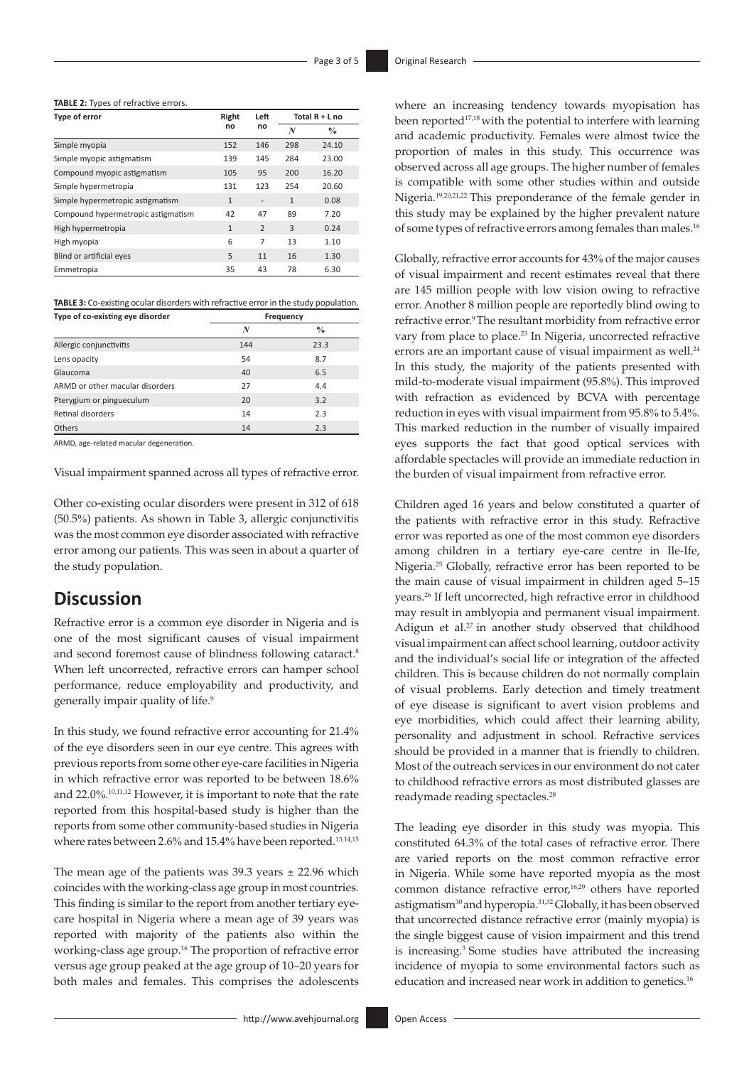**TABLE 2:** Types of refractive errors.

| Type of error | Right no | Left no | Total R + L no | |
|---|---|---|---|---|
| | | | *N* | % |
| Simple myopia | 152 | 146 | 298 | 24.10 |
| Simple myopic astigmatism | 139 | 145 | 284 | 23.00 |
| Compound myopic astigmatism | 105 | 95 | 200 | 16.20 |
| Simple hypermetropia | 131 | 123 | 254 | 20.60 |
| Simple hypermetropic astigmatism | 1 | - | 1 | 0.08 |
| Compound hypermetropic astigmatism | 42 | 47 | 89 | 7.20 |
| High hypermetropia | 1 | 2 | 3 | 0.24 |
| High myopia | 6 | 7 | 13 | 1.10 |
| Blind or artificial eyes | 5 | 11 | 16 | 1.30 |
| Emmetropia | 35 | 43 | 78 | 6.30 |

**TABLE 3:** Co-existing ocular disorders with refractive error in the study population.

| Type of co-existing eye disorder | Frequency | |
|---|---|---|
| | *N* | % |
| Allergic conjunctivitis | 144 | 23.3 |
| Lens opacity | 54 | 8.7 |
| Glaucoma | 40 | 6.5 |
| ARMD or other macular disorders | 27 | 4.4 |
| Pterygium or pingueculum | 20 | 3.2 |
| Retinal disorders | 14 | 2.3 |
| Others | 14 | 2.3 |

ARMD, age-related macular degeneration.

Visual impairment spanned across all types of refractive error.

Other co-existing ocular disorders were present in 312 of 618 (50.5%) patients. As shown in Table 3, allergic conjunctivitis was the most common eye disorder associated with refractive error among our patients. This was seen in about a quarter of the study population.

## Discussion

Refractive error is a common eye disorder in Nigeria and is one of the most significant causes of visual impairment and second foremost cause of blindness following cataract.[8] When left uncorrected, refractive errors can hamper school performance, reduce employability and productivity, and generally impair quality of life.[9]

In this study, we found refractive error accounting for 21.4% of the eye disorders seen in our eye centre. This agrees with previous reports from some other eye-care facilities in Nigeria in which refractive error was reported to be between 18.6% and 22.0%.[10,11,12] However, it is important to note that the rate reported from this hospital-based study is higher than the reports from some other community-based studies in Nigeria where rates between 2.6% and 15.4% have been reported.[13,14,15]

The mean age of the patients was 39.3 years ± 22.96 which coincides with the working-class age group in most countries. This finding is similar to the report from another tertiary eye-care hospital in Nigeria where a mean age of 39 years was reported with majority of the patients also within the working-class age group.[16] The proportion of refractive error versus age group peaked at the age group of 10–20 years for both males and females. This comprises the adolescents where an increasing tendency towards myopisation has been reported[17,18] with the potential to interfere with learning and academic productivity. Females were almost twice the proportion of males in this study. This occurrence was observed across all age groups. The higher number of females is compatible with some other studies within and outside Nigeria.[19,20,21,22] This preponderance of the female gender in this study may be explained by the higher prevalent nature of some types of refractive errors among females than males.[16]

Globally, refractive error accounts for 43% of the major causes of visual impairment and recent estimates reveal that there are 145 million people with low vision owing to refractive error. Another 8 million people are reportedly blind owing to refractive error.[9] The resultant morbidity from refractive error vary from place to place.[23] In Nigeria, uncorrected refractive errors are an important cause of visual impairment as well.[24] In this study, the majority of the patients presented with mild-to-moderate visual impairment (95.8%). This improved with refraction as evidenced by BCVA with percentage reduction in eyes with visual impairment from 95.8% to 5.4%. This marked reduction in the number of visually impaired eyes supports the fact that good optical services with affordable spectacles will provide an immediate reduction in the burden of visual impairment from refractive error.

Children aged 16 years and below constituted a quarter of the patients with refractive error in this study. Refractive error was reported as one of the most common eye disorders among children in a tertiary eye-care centre in Ile-Ife, Nigeria.[25] Globally, refractive error has been reported to be the main cause of visual impairment in children aged 5–15 years.[26] If left uncorrected, high refractive error in childhood may result in amblyopia and permanent visual impairment. Adigun et al.[27] in another study observed that childhood visual impairment can affect school learning, outdoor activity and the individual's social life or integration of the affected children. This is because children do not normally complain of visual problems. Early detection and timely treatment of eye disease is significant to avert vision problems and eye morbidities, which could affect their learning ability, personality and adjustment in school. Refractive services should be provided in a manner that is friendly to children. Most of the outreach services in our environment do not cater to childhood refractive errors as most distributed glasses are readymade reading spectacles.[28]

The leading eye disorder in this study was myopia. This constituted 64.3% of the total cases of refractive error. There are varied reports on the most common refractive error in Nigeria. While some have reported myopia as the most common distance refractive error,[16,29] others have reported astigmatism[30] and hyperopia.[31,32] Globally, it has been observed that uncorrected distance refractive error (mainly myopia) is the single biggest cause of vision impairment and this trend is increasing.[3] Some studies have attributed the increasing incidence of myopia to some environmental factors such as education and increased near work in addition to genetics.[16]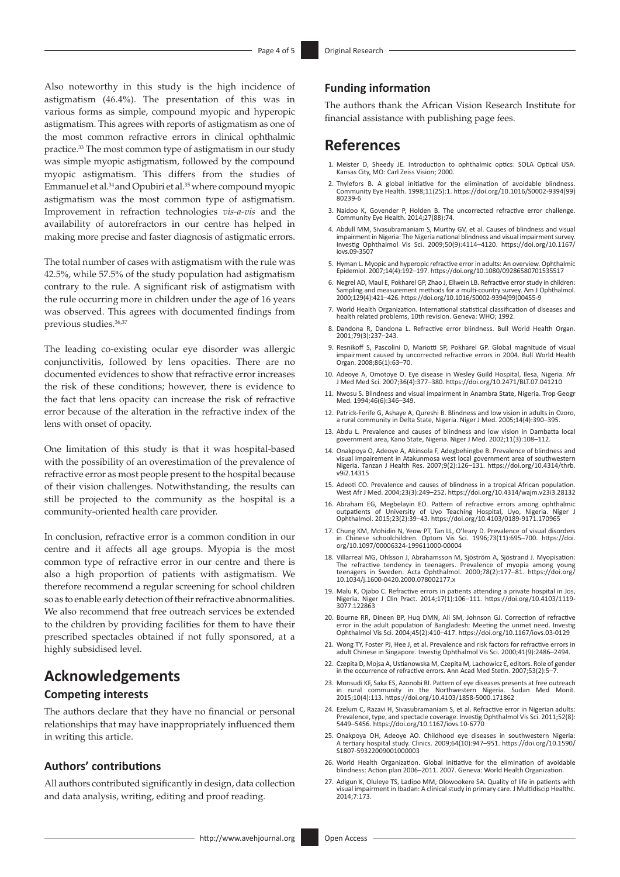Also noteworthy in this study is the high incidence of astigmatism (46.4%). The presentation of this was in various forms as simple, compound myopic and hyperopic astigmatism. This agrees with reports of astigmatism as one of the most common refractive errors in clinical ophthalmic practice.[33] The most common type of astigmatism in our study was simple myopic astigmatism, followed by the compound myopic astigmatism. This differs from the studies of Emmanuel et al.[34] and Opubiri et al.[35] where compound myopic astigmatism was the most common type of astigmatism. Improvement in refraction technologies *vis-a-vis* and the availability of autorefractors in our centre has helped in making more precise and faster diagnosis of astigmatic errors.

The total number of cases with astigmatism with the rule was 42.5%, while 57.5% of the study population had astigmatism contrary to the rule. A significant risk of astigmatism with the rule occurring more in children under the age of 16 years was observed. This agrees with documented findings from previous studies.[36,37]

The leading co-existing ocular eye disorder was allergic conjunctivitis, followed by lens opacities. There are no documented evidences to show that refractive error increases the risk of these conditions; however, there is evidence to the fact that lens opacity can increase the risk of refractive error because of the alteration in the refractive index of the lens with onset of opacity.

One limitation of this study is that it was hospital-based with the possibility of an overestimation of the prevalence of refractive error as most people present to the hospital because of their vision challenges. Notwithstanding, the results can still be projected to the community as the hospital is a community-oriented health care provider.

In conclusion, refractive error is a common condition in our centre and it affects all age groups. Myopia is the most common type of refractive error in our centre and there is also a high proportion of patients with astigmatism. We therefore recommend a regular screening for school children so as to enable early detection of their refractive abnormalities. We also recommend that free outreach services be extended to the children by providing facilities for them to have their prescribed spectacles obtained if not fully sponsored, at a highly subsidised level.

# Acknowledgements

## Competing interests

The authors declare that they have no financial or personal relationships that may have inappropriately influenced them in writing this article.

## Authors' contributions

All authors contributed significantly in design, data collection and data analysis, writing, editing and proof reading.

## Funding information

The authors thank the African Vision Research Institute for financial assistance with publishing page fees.

# References

1. Meister D, Sheedy JE. Introduction to ophthalmic optics: SOLA Optical USA. Kansas City, MO: Carl Zeiss Vision; 2000.
2. Thylefors B. A global initiative for the elimination of avoidable blindness. Community Eye Health. 1998;11(25):1. https://doi.org/10.1016/S0002-9394(99)80239-6
3. Naidoo K, Govender P, Holden B. The uncorrected refractive error challenge. Community Eye Health. 2014;27(88):74.
4. Abdull MM, Sivasubramaniam S, Murthy GV, et al. Causes of blindness and visual impairment in Nigeria: The Nigeria national blindness and visual impairment survey. Investig Ophthalmol Vis Sci. 2009;50(9):4114–4120. https://doi.org/10.1167/iovs.09-3507
5. Hyman L. Myopic and hyperopic refractive error in adults: An overview. Ophthalmic Epidemiol. 2007;14(4):192–197. https://doi.org/10.1080/09286580701535517
6. Negrel AD, Maul E, Pokharel GP, Zhao J, Ellwein LB. Refractive error study in children: Sampling and measurement methods for a multi-country survey. Am J Ophthalmol. 2000;129(4):421–426. https://doi.org/10.1016/S0002-9394(99)00455-9
7. World Health Organization. International statistical classification of diseases and health related problems, 10th revision. Geneva: WHO; 1992.
8. Dandona R, Dandona L. Refractive error blindness. Bull World Health Organ. 2001;79(3):237–243.
9. Resnikoff S, Pascolini D, Mariotti SP, Pokharel GP. Global magnitude of visual impairment caused by uncorrected refractive errors in 2004. Bull World Health Organ. 2008;86(1):63–70.
10. Adeoye A, Omotoye O. Eye disease in Wesley Guild Hospital, Ilesa, Nigeria. Afr J Med Med Sci. 2007;36(4):377–380. https://doi.org/10.2471/BLT.07.041210
11. Nwosu S. Blindness and visual impairment in Anambra State, Nigeria. Trop Geogr Med. 1994;46(6):346–349.
12. Patrick-Ferife G, Ashaye A, Qureshi B. Blindness and low vision in adults in Ozoro, a rural community in Delta State, Nigeria. Niger J Med. 2005;14(4):390–395.
13. Abdu L. Prevalence and causes of blindness and low vision in Dambatta local government area, Kano State, Nigeria. Niger J Med. 2002;11(3):108–112.
14. Onakpoya O, Adeoye A, Akinsola F, Adegbehingbe B. Prevalence of blindness and visual impairment in Atakunmosa west local government area of southwestern Nigeria. Tanzan J Health Res. 2007;9(2):126–131. https://doi.org/10.4314/thrb.v9i2.14315
15. Adeoti CO. Prevalence and causes of blindness in a tropical African population. West Afr J Med. 2004;23(3):249–252. https://doi.org/10.4314/wajm.v23i3.28132
16. Abraham EG, Megbelayin EO. Pattern of refractive errors among ophthalmic outpatients of University of Uyo Teaching Hospital, Uyo, Nigeria. Niger J Ophthalmol. 2015;23(2):39–43. https://doi.org/10.4103/0189-9171.170965
17. Chung KM, Mohidin N, Yeow PT, Tan LL, O'leary D. Prevalence of visual disorders in Chinese schoolchildren. Optom Vis Sci. 1996;73(11):695–700. https://doi.org/10.1097/00006324-199611000-00004
18. Villarreal MG, Ohlsson J, Abrahamsson M, Sjöström A, Sjöstrand J. Myopisation: The refractive tendency in teenagers. Prevalence of myopia among young teenagers in Sweden. Acta Ophthalmol. 2000;78(2):177–81. https://doi.org/10.1034/j.1600-0420.2000.078002177.x
19. Malu K, Ojabo C. Refractive errors in patients attending a private hospital in Jos, Nigeria. Niger J Clin Pract. 2014;17(1):106–111. https://doi.org/10.4103/1119-3077.122863
20. Bourne RR, Dineen BP, Huq DMN, Ali SM, Johnson GJ. Correction of refractive error in the adult population of Bangladesh: Meeting the unmet need. Investig Ophthalmol Vis Sci. 2004;45(2):410–417. https://doi.org/10.1167/iovs.03-0129
21. Wong TY, Foster PJ, Hee J, et al. Prevalence and risk factors for refractive errors in adult Chinese in Singapore. Investig Ophthalmol Vis Sci. 2000;41(9):2486–2494.
22. Czepita D, Mojsa A, Ustianowska M, Czepita M, Lachowicz E, editors. Role of gender in the occurrence of refractive errors. Ann Acad Med Stetin. 2007;53(2):5–7.
23. Monsudi KF, Saka ES, Azonobi RI. Pattern of eye diseases presents at free outreach in rural community in the Northwestern Nigeria. Sudan Med Monit. 2015;10(4):113. https://doi.org/10.4103/1858-5000.171862
24. Ezelum C, Razavi H, Sivasubramaniam S, et al. Refractive error in Nigerian adults: Prevalence, type, and spectacle coverage. Investig Ophthalmol Vis Sci. 2011;52(8):5449–5456. https://doi.org/10.1167/iovs.10-6770
25. Onakpoya OH, Adeoye AO. Childhood eye diseases in southwestern Nigeria: A tertiary hospital study. Clinics. 2009;64(10):947–951. https://doi.org/10.1590/S1807-59322009001000003
26. World Health Organization. Global initiative for the elimination of avoidable blindness: Action plan 2006–2011. 2007. Geneva: World Health Organization.
27. Adigun K, Oluleye TS, Ladipo MM, Olowookere SA. Quality of life in patients with visual impairment in Ibadan: A clinical study in primary care. J Multidiscip Healthc. 2014;7:173.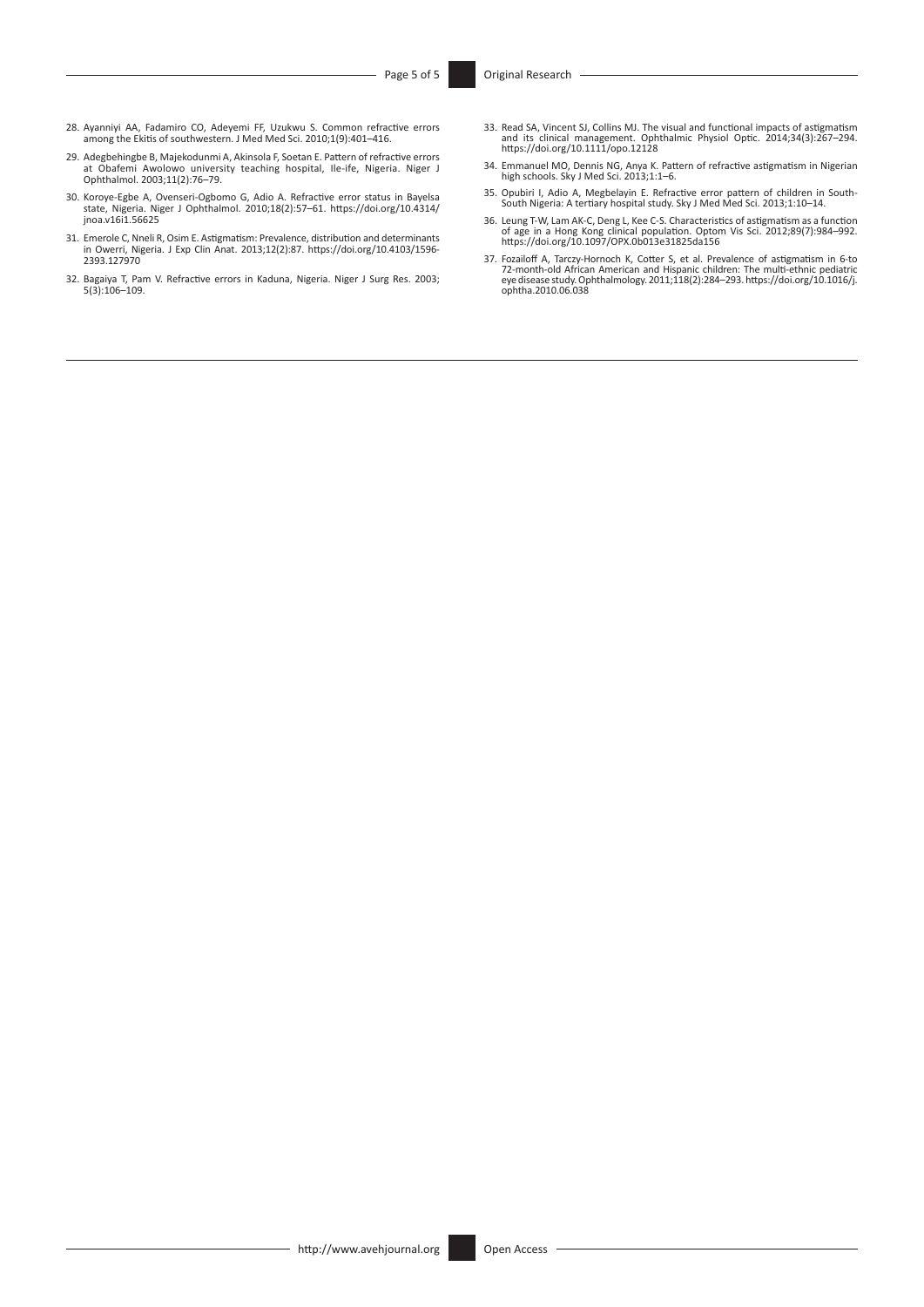28. Ayanniyi AA, Fadamiro CO, Adeyemi FF, Uzukwu S. Common refractive errors among the Ekitis of southwestern. J Med Med Sci. 2010;1(9):401–416.

29. Adegbehingbe B, Majekodunmi A, Akinsola F, Soetan E. Pattern of refractive errors at Obafemi Awolowo university teaching hospital, Ile-ife, Nigeria. Niger J Ophthalmol. 2003;11(2):76–79.

30. Koroye-Egbe A, Ovenseri-Ogbomo G, Adio A. Refractive error status in Bayelsa state, Nigeria. Niger J Ophthalmol. 2010;18(2):57–61. https://doi.org/10.4314/jnoa.v16i1.56625

31. Emerole C, Nneli R, Osim E. Astigmatism: Prevalence, distribution and determinants in Owerri, Nigeria. J Exp Clin Anat. 2013;12(2):87. https://doi.org/10.4103/1596-2393.127970

32. Bagaiya T, Pam V. Refractive errors in Kaduna, Nigeria. Niger J Surg Res. 2003; 5(3):106–109.

33. Read SA, Vincent SJ, Collins MJ. The visual and functional impacts of astigmatism and its clinical management. Ophthalmic Physiol Optic. 2014;34(3):267–294. https://doi.org/10.1111/opo.12128

34. Emmanuel MO, Dennis NG, Anya K. Pattern of refractive astigmatism in Nigerian high schools. Sky J Med Sci. 2013;1:1–6.

35. Opubiri I, Adio A, Megbelayin E. Refractive error pattern of children in South-South Nigeria: A tertiary hospital study. Sky J Med Med Sci. 2013;1:10–14.

36. Leung T-W, Lam AK-C, Deng L, Kee C-S. Characteristics of astigmatism as a function of age in a Hong Kong clinical population. Optom Vis Sci. 2012;89(7):984–992. https://doi.org/10.1097/OPX.0b013e31825da156

37. Fozailoff A, Tarczy-Hornoch K, Cotter S, et al. Prevalence of astigmatism in 6-to 72-month-old African American and Hispanic children: The multi-ethnic pediatric eye disease study. Ophthalmology. 2011;118(2):284–293. https://doi.org/10.1016/j.ophtha.2010.06.038